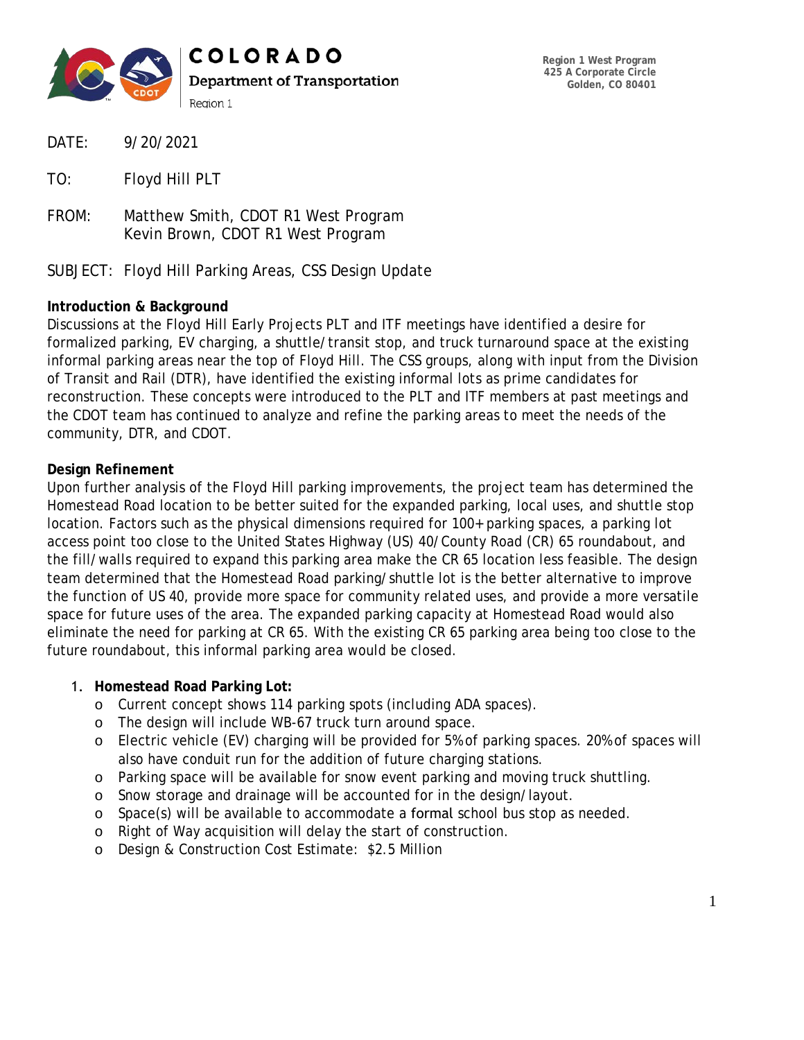COLORADO
Department of Transportation
Region 1

Region 1 West Program
425 A Corporate Circle
Golden, CO 80401

DATE: 9/20/2021

TO: Floyd Hill PLT

FROM: Matthew Smith, CDOT R1 West Program
Kevin Brown, CDOT R1 West Program

SUBJECT: Floyd Hill Parking Areas, CSS Design Update

**Introduction & Background**

Discussions at the Floyd Hill Early Projects PLT and ITF meetings have identified a desire for formalized parking, EV charging, a shuttle/transit stop, and truck turnaround space at the existing informal parking areas near the top of Floyd Hill. The CSS groups, along with input from the Division of Transit and Rail (DTR), have identified the existing informal lots as prime candidates for reconstruction. These concepts were introduced to the PLT and ITF members at past meetings and the CDOT team has continued to analyze and refine the parking areas to meet the needs of the community, DTR, and CDOT.

**Design Refinement**

Upon further analysis of the Floyd Hill parking improvements, the project team has determined the Homestead Road location to be better suited for the expanded parking, local uses, and shuttle stop location. Factors such as the physical dimensions required for 100+ parking spaces, a parking lot access point too close to the United States Highway (US) 40/County Road (CR) 65 roundabout, and the fill/walls required to expand this parking area make the CR 65 location less feasible. The design team determined that the Homestead Road parking/shuttle lot is the better alternative to improve the function of US 40, provide more space for community related uses, and provide a more versatile space for future uses of the area. The expanded parking capacity at Homestead Road would also eliminate the need for parking at CR 65. With the existing CR 65 parking area being too close to the future roundabout, this informal parking area would be closed.

1. **Homestead Road Parking Lot:**
   - Current concept shows 114 parking spots (including ADA spaces).
   - The design will include WB-67 truck turn around space.
   - Electric vehicle (EV) charging will be provided for 5% of parking spaces. 20% of spaces will also have conduit run for the addition of future charging stations.
   - Parking space will be available for snow event parking and moving truck shuttling.
   - Snow storage and drainage will be accounted for in the design/layout.
   - Space(s) will be available to accommodate a formal school bus stop as needed.
   - Right of Way acquisition will delay the start of construction.
   - Design & Construction Cost Estimate: $2.5 Million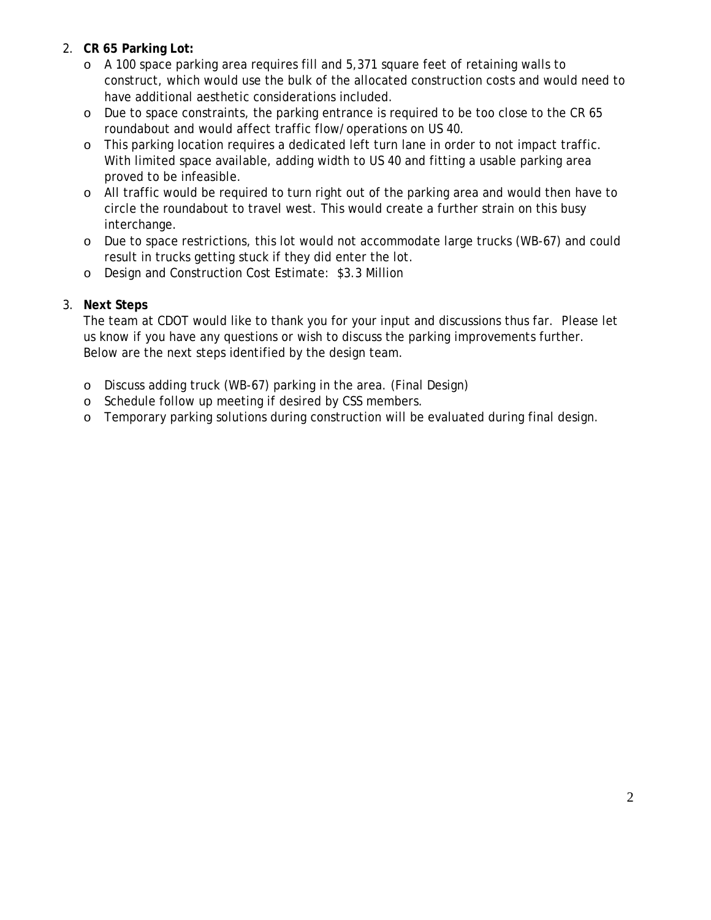2. **CR 65 Parking Lot:**
   - A 100 space parking area requires fill and 5,371 square feet of retaining walls to construct, which would use the bulk of the allocated construction costs and would need to have additional aesthetic considerations included.
   - Due to space constraints, the parking entrance is required to be too close to the CR 65 roundabout and would affect traffic flow/operations on US 40.
   - This parking location requires a dedicated left turn lane in order to not impact traffic. With limited space available, adding width to US 40 and fitting a usable parking area proved to be infeasible.
   - All traffic would be required to turn right out of the parking area and would then have to circle the roundabout to travel west. This would create a further strain on this busy interchange.
   - Due to space restrictions, this lot would not accommodate large trucks (WB-67) and could result in trucks getting stuck if they did enter the lot.
   - Design and Construction Cost Estimate: $3.3 Million

3. **Next Steps**

   The team at CDOT would like to thank you for your input and discussions thus far. Please let us know if you have any questions or wish to discuss the parking improvements further. Below are the next steps identified by the design team.

   - Discuss adding truck (WB-67) parking in the area. (Final Design)
   - Schedule follow up meeting if desired by CSS members.
   - Temporary parking solutions during construction will be evaluated during final design.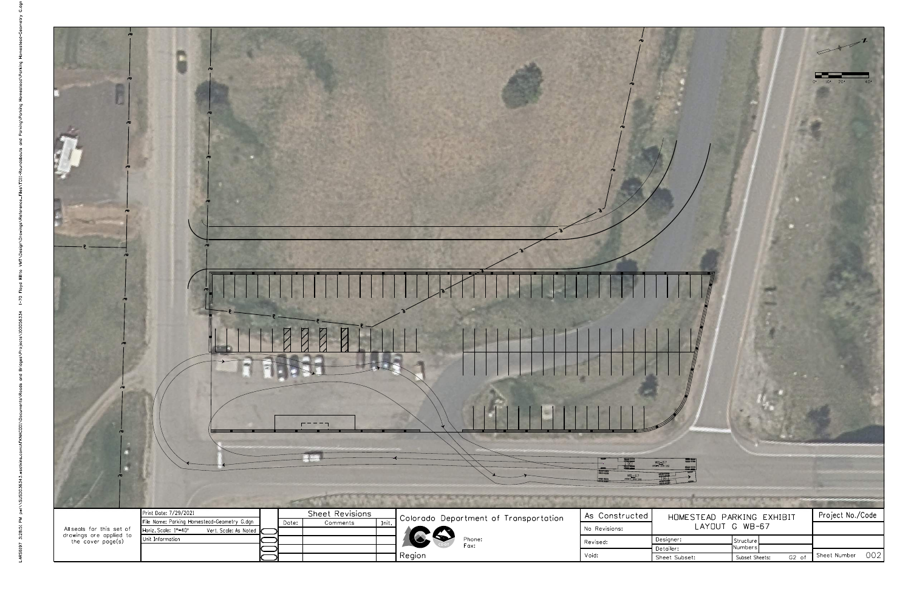LARS6197 3:28:51 PM pw:\\SJS0036343.westkims.com:AFKNACDD\Documents\Roads and Bridges\Projects\00036334 I-70 Floyd Hill to VMT\Design\Drawings\Reference_Files\TDII-Roundabouts and Parking\Parking Homestead\Parking Homestead-Geometry G.dgn

0' 10' 20' 40'

WB-67

WB-67

| | | | | |
|---|---|---|---|---|
| All seals for this set of drawings are applied to the cover page(s) | Print Date: 7/29/2021 | | | |
| | File Name: Parking Homestead-Geometry G.dgn | | | |
| | Horiz. Scale: 1"=40' | Vert. Scale: As Noted | | |
| | Unit Information | | | |

| Sheet Revisions | | |
|---|---|---|
| Date: | Comments | Init. |
| | | |
| | | |
| | | |

Colorado Department of Transportation

Phone:
Fax:

Region

| | |
|---|---|
| As Constructed | |
| No Revisions: | |
| Revised: | |
| Void: | |

# HOMESTEAD PARKING EXHIBIT
## LAYOUT G WB-67

| | | | |
|---|---|---|---|
| Designer: | | Structure Numbers | |
| Detailer: | | | |
| Sheet Subset: | | Subset Sheets: | G2 of |

| |
|---|
| Project No./Code |
| |
| |
| Sheet Number 002 |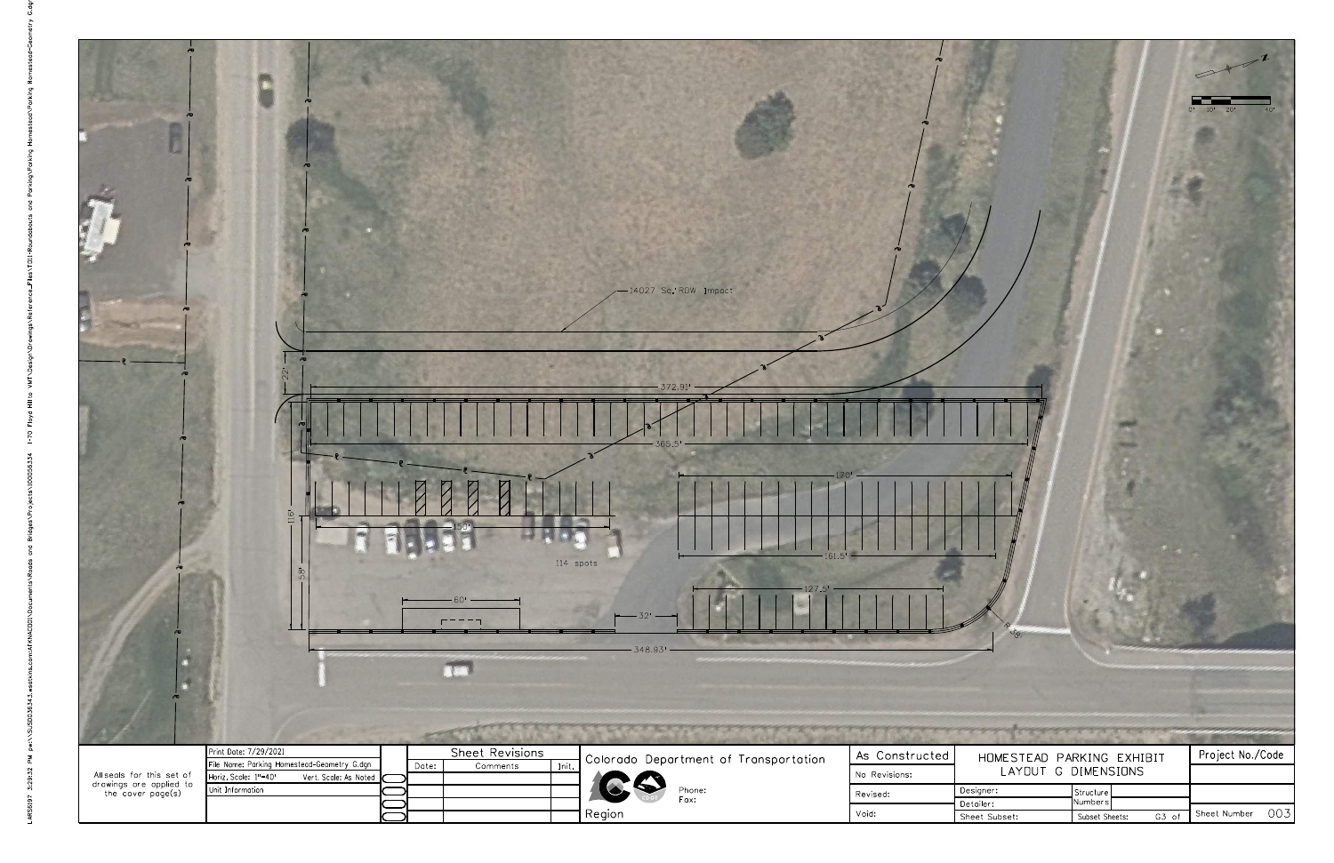14027 Sq.' ROW Impact

22'

372.91'

365.5'

170'

116'

150'

114 spots

161.5'

58'

60'

32'

127.5'

R 35'

348.93'

0' 10' 20' 40'

| | | | | | |
|---|---|---|---|---|---|
| All seals for this set of drawings are applied to the cover page(s) | Print Date: 7/29/2021 | Sheet Revisions | Colorado Department of Transportation | As Constructed | HOMESTEAD PARKING EXHIBIT LAYOUT G DIMENSIONS | Project No./Code |
| | File Name: Parking Homestead-Geometry G.dgn | Date: / Comments / Init. | | No Revisions: | | |
| | Horiz. Scale: 1"=40' Vert. Scale: As Noted | | Phone: | Revised: | Designer: / Structure Numbers | |
| | Unit Information | | Fax: | | Detailer: | |
| | | | Region | Void: | Sheet Subset: / Subset Sheets: G3 of | Sheet Number 003 |

LARS6197 3:29:32 PM pw:\\SUS003634.westwhts.com:ATKNACD01\Documents\Roads and Bridges\Projects\00056334 I-70 Floyd Hill to VMT\Design\Drawings\Reference_Files\TSI1-Roundabouts and Parking\Parking Homestead\Parking Homestead-Geometry G.dgn